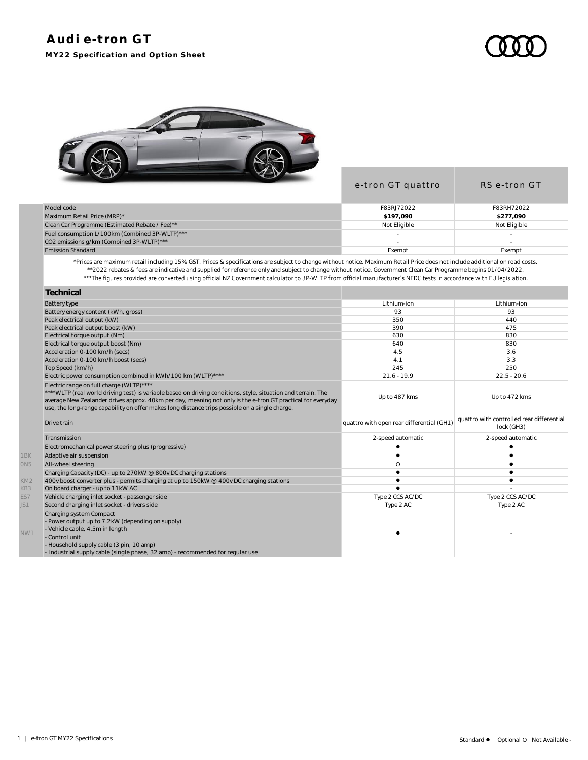# Audi e-tron GT

**MY22 Specification and Option Sheet**

| | | e-tron GT quattro | RS e-tron GT |
|---|---|---|---|
| | Model code | F83RJ72022 | F83RH72022 |
| | Maximum Retail Price (MRP)* | **$197,090** | **$277,090** |
| | Clean Car Programme (Estimated Rebate / Fee)** | Not Eligible | Not Eligible |
| | Fuel consumption L/100km (Combined 3P-WLTP)*** | - | - |
| | CO2 emissions g/km (Combined 3P-WLTP)*** | - | - |
| | Emission Standard | Exempt | Exempt |

*Prices are maximum retail including 15% GST. Prices & specifications are subject to change without notice. Maximum Retail Price does not include additional on road costs.
**2022 rebates & fees are indicative and supplied for reference only and subject to change without notice. Government Clean Car Programme begins 01/04/2022.
***The figures provided are converted using official NZ Government calculator to 3P-WLTP from official manufacturer's NEDC tests in accordance with EU legislation.

| | **Technical** | e-tron GT quattro | RS e-tron GT |
|---|---|---|---|
| | Battery type | Lithium-ion | Lithium-ion |
| | Battery energy content (kWh, gross) | 93 | 93 |
| | Peak electrical output (kW) | 350 | 440 |
| | Peak electrical output boost (kW) | 390 | 475 |
| | Electrical torque output (Nm) | 630 | 830 |
| | Electrical torque output boost (Nm) | 640 | 830 |
| | Acceleration 0-100 km/h (secs) | 4.5 | 3.6 |
| | Acceleration 0-100 km/h boost (secs) | 4.1 | 3.3 |
| | Top Speed (km/h) | 245 | 250 |
| | Electric power consumption combined in kWh/100 km (WLTP)**** | 21.6 - 19.9 | 22.5 - 20.6 |
| | Electric range on full charge (WLTP)**** <br> ****WLTP (real world driving test) is variable based on driving conditions, style, situation and terrain. The average New Zealander drives approx. 40km per day, meaning not only is the e-tron GT practical for everyday use, the long-range capability on offer makes long distance trips possible on a single charge. | Up to 487 kms | Up to 472 kms |
| | Drive train | quattro with open rear differential (GH1) | quattro with controlled rear differential lock (GH3) |
| | Transmission | 2-speed automatic | 2-speed automatic |
| | Electromechanical power steering plus (progressive) | ● | ● |
| 1BK | Adaptive air suspension | ● | ● |
| 0N5 | All-wheel steering | O | ● |
| | Charging Capacity (DC) - up to 270kW @ 800v DC charging stations | ● | ● |
| KM2 | 400v boost converter plus - permits charging at up to 150kW @ 400v DC charging stations | ● | ● |
| KB3 | On board charger - up to 11kW AC | ● | - |
| ES7 | Vehicle charging inlet socket - passenger side | Type 2 CCS AC/DC | Type 2 CCS AC/DC |
| JS1 | Second charging inlet socket - drivers side | Type 2 AC | Type 2 AC |
| NW1 | Charging system Compact <br> - Power output up to 7.2kW (depending on supply) <br> - Vehicle cable, 4.5m in length <br> - Control unit <br> - Household supply cable (3 pin, 10 amp) <br> - Industrial supply cable (single phase, 32 amp) - recommended for regular use | ● | - |

Standard ● Optional O Not Available -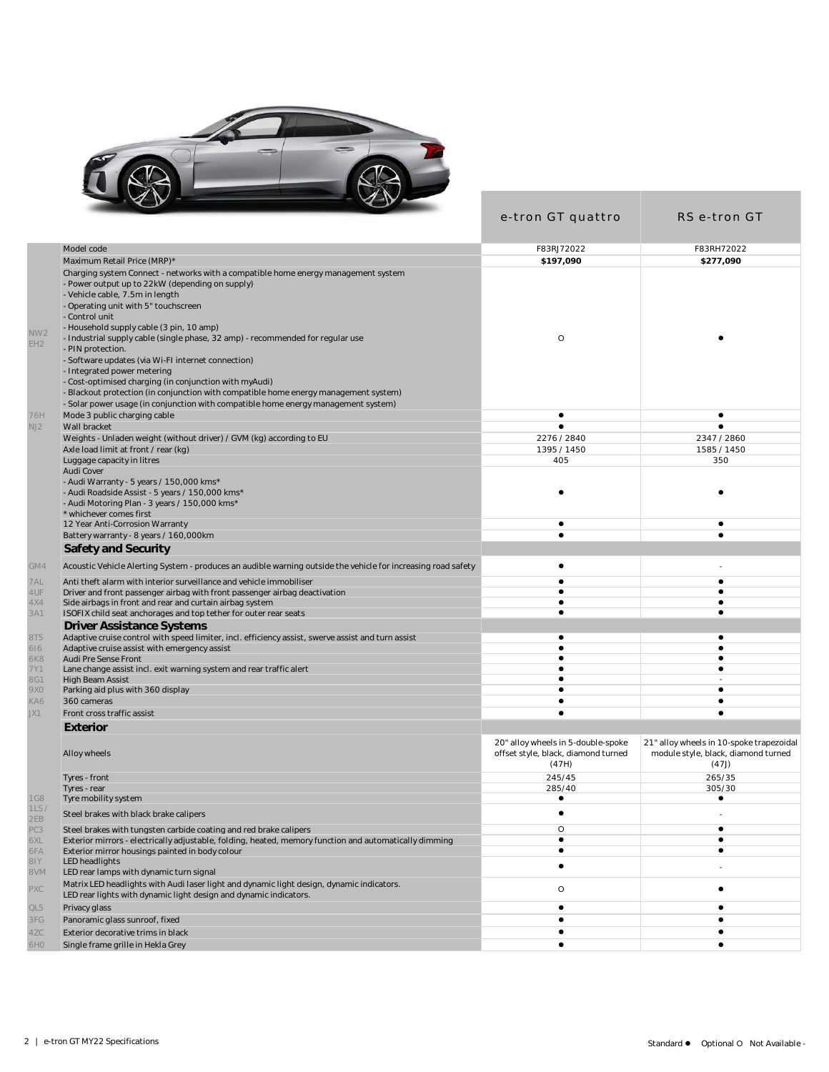| Code | | e-tron GT quattro | RS e-tron GT |
|---|---|---|---|
| | Model code | F83RJ72022 | F83RH72022 |
| | Maximum Retail Price (MRP)* | **$197,090** | **$277,090** |
| NW2 EH2 | Charging system Connect - networks with a compatible home energy management system<br>- Power output up to 22kW (depending on supply)<br>- Vehicle cable, 7.5m in length<br>- Operating unit with 5" touchscreen<br>- Control unit<br>- Household supply cable (3 pin, 10 amp)<br>- Industrial supply cable (single phase, 32 amp) - recommended for regular use<br>- PIN protection.<br>- Software updates (via Wi-FI internet connection)<br>- Integrated power metering<br>- Cost-optimised charging (in conjunction with myAudi)<br>- Blackout protection (in conjunction with compatible home energy management system)<br>- Solar power usage (in conjunction with compatible home energy management system) | O | ● |
| 76H | Mode 3 public charging cable | ● | ● |
| NJ2 | Wall bracket | ● | ● |
| | Weights - Unladen weight (without driver) / GVM (kg) according to EU | 2276 / 2840 | 2347 / 2860 |
| | Axle load limit at front / rear (kg) | 1395 / 1450 | 1585 / 1450 |
| | Luggage capacity in litres | 405 | 350 |
| | Audi Cover<br>- Audi Warranty - 5 years / 150,000 kms*<br>- Audi Roadside Assist - 5 years / 150,000 kms*<br>- Audi Motoring Plan - 3 years / 150,000 kms*<br>* whichever comes first | ● | ● |
| | 12 Year Anti-Corrosion Warranty | ● | ● |
| | Battery warranty - 8 years / 160,000km | ● | ● |
| | **Safety and Security** | | |
| GM4 | Acoustic Vehicle Alerting System - produces an audible warning outside the vehicle for increasing road safety | ● | - |
| 7AL | Anti theft alarm with interior surveillance and vehicle immobiliser | ● | ● |
| 4UF | Driver and front passenger airbag with front passenger airbag deactivation | ● | ● |
| 4X4 | Side airbags in front and rear and curtain airbag system | ● | ● |
| 3A1 | ISOFIX child seat anchorages and top tether for outer rear seats | ● | ● |
| | **Driver Assistance Systems** | | |
| 8T5 | Adaptive cruise control with speed limiter, incl. efficiency assist, swerve assist and turn assist | ● | ● |
| 6I6 | Adaptive cruise assist with emergency assist | ● | ● |
| 6K8 | Audi Pre Sense Front | ● | ● |
| 7Y1 | Lane change assist incl. exit warning system and rear traffic alert | ● | ● |
| 8G1 | High Beam Assist | ● | - |
| 9X0 | Parking aid plus with 360 display | ● | ● |
| KA6 | 360 cameras | ● | ● |
| JX1 | Front cross traffic assist | ● | ● |
| | **Exterior** | | |
| | Alloy wheels | 20" alloy wheels in 5-double-spoke offset style, black, diamond turned (47H) | 21" alloy wheels in 10-spoke trapezoidal module style, black, diamond turned (47J) |
| | Tyres - front | 245/45 | 265/35 |
| | Tyres - rear | 285/40 | 305/30 |
| 1G8 | Tyre mobility system | ● | ● |
| 1LS / 2EB | Steel brakes with black brake calipers | ● | - |
| PC3 | Steel brakes with tungsten carbide coating and red brake calipers | O | ● |
| 6XL | Exterior mirrors - electrically adjustable, folding, heated, memory function and automatically dimming | ● | ● |
| 6FA | Exterior mirror housings painted in body colour | ● | ● |
| 8IY 8VM | LED headlights<br>LED rear lamps with dynamic turn signal | ● | - |
| PXC | Matrix LED headlights with Audi laser light and dynamic light design, dynamic indicators.<br>LED rear lights with dynamic light design and dynamic indicators. | O | ● |
| QL5 | Privacy glass | ● | ● |
| 3FG | Panoramic glass sunroof, fixed | ● | ● |
| 4ZC | Exterior decorative trims in black | ● | ● |
| 6H0 | Single frame grille in Hekla Grey | ● | ● |

Standard ● Optional O Not Available -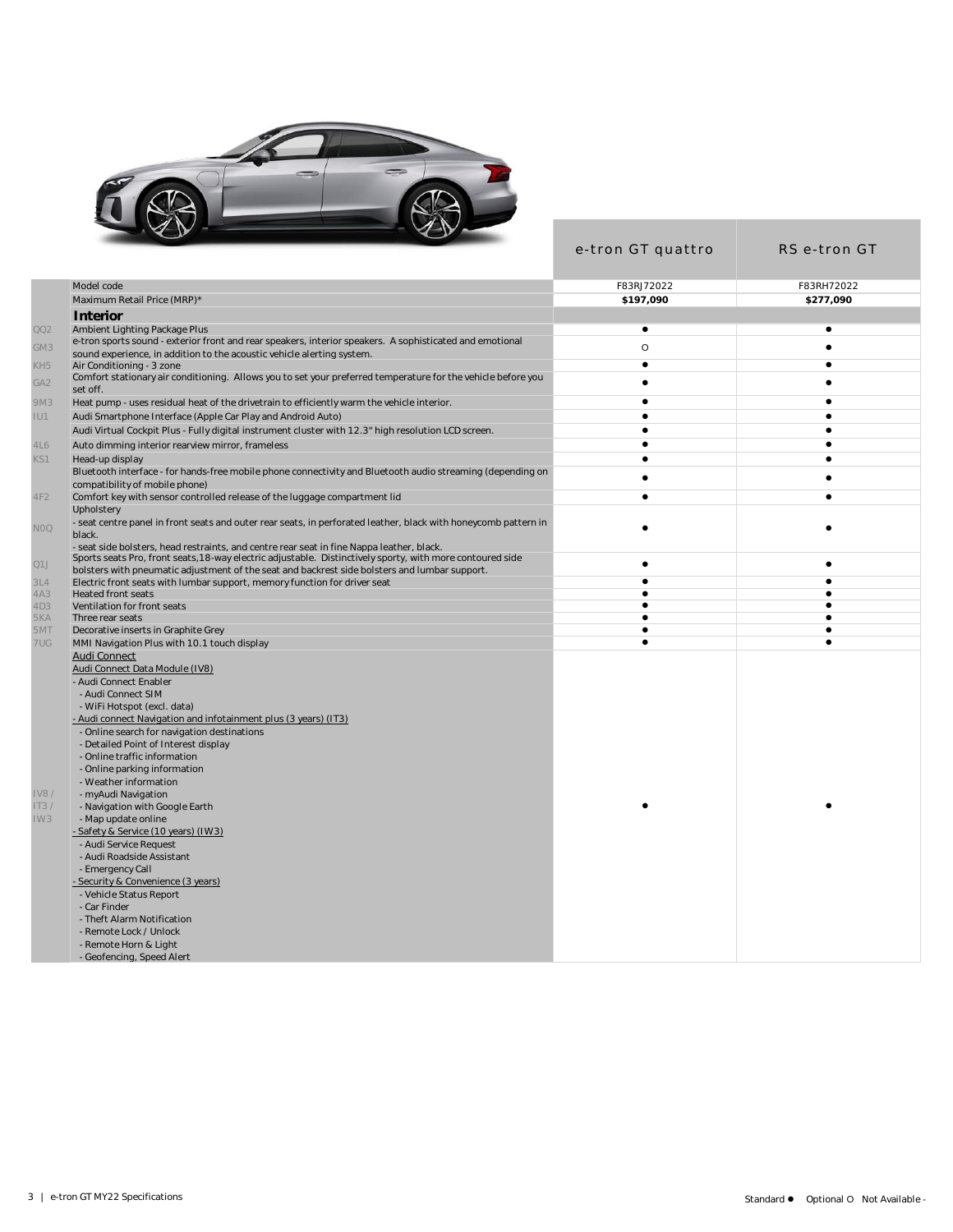| | | e-tron GT quattro | RS e-tron GT |
|---|---|---|---|
| | Model code | F83RJ72022 | F83RH72022 |
| | Maximum Retail Price (MRP)* | **$197,090** | **$277,090** |
| | **Interior** | | |
| QQ2 | Ambient Lighting Package Plus | ● | ● |
| GM3 | e-tron sports sound - exterior front and rear speakers, interior speakers. A sophisticated and emotional sound experience, in addition to the acoustic vehicle alerting system. | O | ● |
| KH5 | Air Conditioning - 3 zone | ● | ● |
| GA2 | Comfort stationary air conditioning. Allows you to set your preferred temperature for the vehicle before you set off. | ● | ● |
| 9M3 | Heat pump - uses residual heat of the drivetrain to efficiently warm the vehicle interior. | ● | ● |
| IU1 | Audi Smartphone Interface (Apple Car Play and Android Auto) | ● | ● |
| | Audi Virtual Cockpit Plus - Fully digital instrument cluster with 12.3" high resolution LCD screen. | ● | ● |
| 4L6 | Auto dimming interior rearview mirror, frameless | ● | ● |
| KS1 | Head-up display | ● | ● |
| | Bluetooth interface - for hands-free mobile phone connectivity and Bluetooth audio streaming (depending on compatibility of mobile phone) | ● | ● |
| 4F2 | Comfort key with sensor controlled release of the luggage compartment lid | ● | ● |
| N0Q | Upholstery<br>- seat centre panel in front seats and outer rear seats, in perforated leather, black with honeycomb pattern in black.<br>- seat side bolsters, head restraints, and centre rear seat in fine Nappa leather, black. | ● | ● |
| Q1J | Sports seats Pro, front seats,18-way electric adjustable. Distinctively sporty, with more contoured side bolsters with pneumatic adjustment of the seat and backrest side bolsters and lumbar support. | ● | ● |
| 3L4 | Electric front seats with lumbar support, memory function for driver seat | ● | ● |
| 4A3 | Heated front seats | ● | ● |
| 4D3 | Ventilation for front seats | ● | ● |
| 5KA | Three rear seats | ● | ● |
| 5MT | Decorative inserts in Graphite Grey | ● | ● |
| 7UG | MMI Navigation Plus with 10.1 touch display | ● | ● |
| IV8 / IT3 / IW3 | Audi Connect<br>Audi Connect Data Module (IV8)<br>- Audi Connect Enabler<br>- Audi Connect SIM<br>- WiFi Hotspot (excl. data)<br>- Audi connect Navigation and infotainment plus (3 years) (IT3)<br>- Online search for navigation destinations<br>- Detailed Point of Interest display<br>- Online traffic information<br>- Online parking information<br>- Weather information<br>- myAudi Navigation<br>- Navigation with Google Earth<br>- Map update online<br>- Safety & Service (10 years) (IW3)<br>- Audi Service Request<br>- Audi Roadside Assistant<br>- Emergency Call<br>- Security & Convenience (3 years)<br>- Vehicle Status Report<br>- Car Finder<br>- Theft Alarm Notification<br>- Remote Lock / Unlock<br>- Remote Horn & Light<br>- Geofencing, Speed Alert | ● | ● |

Standard ● Optional O Not Available -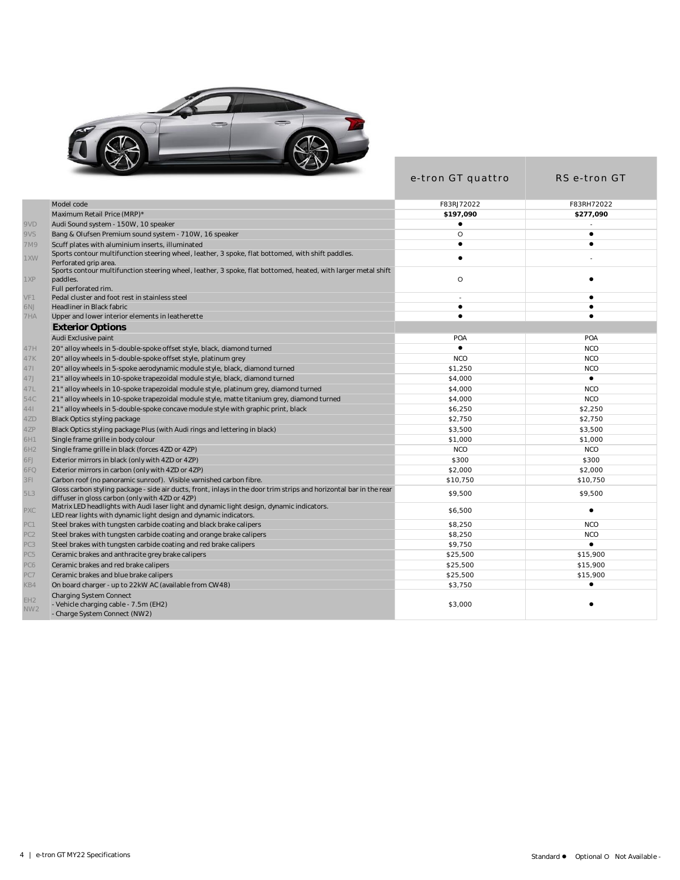| | | e-tron GT quattro | RS e-tron GT |
|---|---|---|---|
| | Model code | F83RJ72022 | F83RH72022 |
| | Maximum Retail Price (MRP)* | **$197,090** | **$277,090** |
| 9VD | Audi Sound system - 150W, 10 speaker | ● | - |
| 9VS | Bang & Olufsen Premium sound system - 710W, 16 speaker | O | ● |
| 7M9 | Scuff plates with aluminium inserts, illuminated | ● | ● |
| 1XW | Sports contour multifunction steering wheel, leather, 3 spoke, flat bottomed, with shift paddles. Perforated grip area. | ● | - |
| 1XP | Sports contour multifunction steering wheel, leather, 3 spoke, flat bottomed, heated, with larger metal shift paddles. Full perforated rim. | O | ● |
| VF1 | Pedal cluster and foot rest in stainless steel | - | ● |
| 6NJ | Headliner in Black fabric | ● | ● |
| 7HA | Upper and lower interior elements in leatherette | ● | ● |
| | **Exterior Options** | | |
| | Audi Exclusive paint | POA | POA |
| 47H | 20" alloy wheels in 5-double-spoke offset style, black, diamond turned | ● | NCO |
| 47K | 20" alloy wheels in 5-double-spoke offset style, platinum grey | NCO | NCO |
| 47I | 20" alloy wheels in 5-spoke aerodynamic module style, black, diamond turned | $1,250 | NCO |
| 47J | 21" alloy wheels in 10-spoke trapezoidal module style, black, diamond turned | $4,000 | ● |
| 47L | 21" alloy wheels in 10-spoke trapezoidal module style, platinum grey, diamond turned | $4,000 | NCO |
| 54C | 21" alloy wheels in 10-spoke trapezoidal module style, matte titanium grey, diamond turned | $4,000 | NCO |
| 44I | 21" alloy wheels in 5-double-spoke concave module style with graphic print, black | $6,250 | $2,250 |
| 4ZD | Black Optics styling package | $2,750 | $2,750 |
| 4ZP | Black Optics styling package Plus (with Audi rings and lettering in black) | $3,500 | $3,500 |
| 6H1 | Single frame grille in body colour | $1,000 | $1,000 |
| 6H2 | Single frame grille in black (forces 4ZD or 4ZP) | NCO | NCO |
| 6FJ | Exterior mirrors in black (only with 4ZD or 4ZP) | $300 | $300 |
| 6FQ | Exterior mirrors in carbon (only with 4ZD or 4ZP) | $2,000 | $2,000 |
| 3FI | Carbon roof (no panoramic sunroof). Visible varnished carbon fibre. | $10,750 | $10,750 |
| 5L3 | Gloss carbon styling package - side air ducts, front, inlays in the door trim strips and horizontal bar in the rear diffuser in gloss carbon (only with 4ZD or 4ZP) | $9,500 | $9,500 |
| PXC | Matrix LED headlights with Audi laser light and dynamic light design, dynamic indicators. LED rear lights with dynamic light design and dynamic indicators. | $6,500 | ● |
| PC1 | Steel brakes with tungsten carbide coating and black brake calipers | $8,250 | NCO |
| PC2 | Steel brakes with tungsten carbide coating and orange brake calipers | $8,250 | NCO |
| PC3 | Steel brakes with tungsten carbide coating and red brake calipers | $9,750 | ● |
| PC5 | Ceramic brakes and anthracite grey brake calipers | $25,500 | $15,900 |
| PC6 | Ceramic brakes and red brake calipers | $25,500 | $15,900 |
| PC7 | Ceramic brakes and blue brake calipers | $25,500 | $15,900 |
| KB4 | On board charger - up to 22kW AC (available from CW48) | $3,750 | ● |
| EH2 NW2 | Charging System Connect<br>- Vehicle charging cable - 7.5m (EH2)<br>- Charge System Connect (NW2) | $3,000 | ● |

Standard ● Optional O Not Available -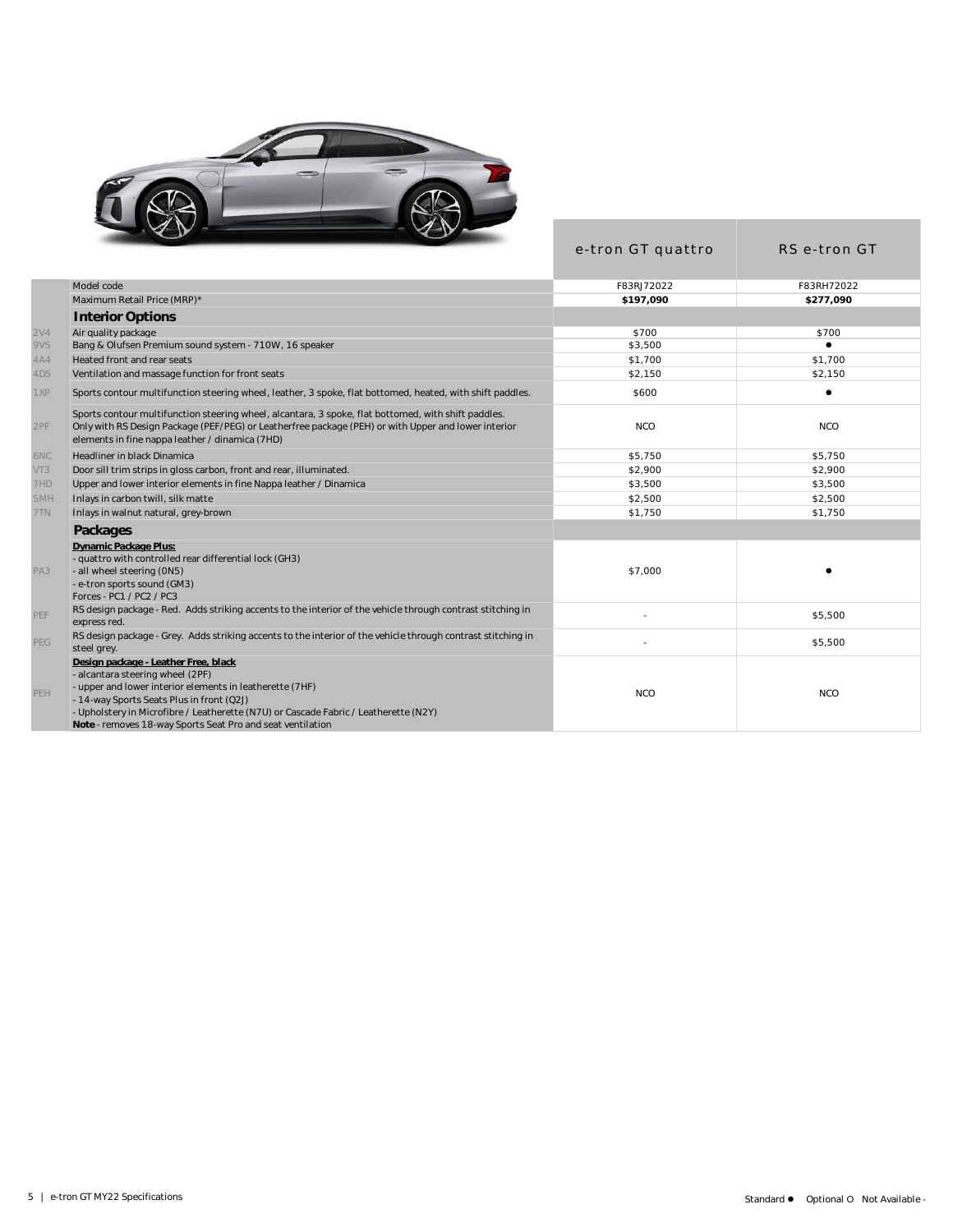| | | e-tron GT quattro | RS e-tron GT |
|---|---|---|---|
| | Model code | F83RJ72022 | F83RH72022 |
| | Maximum Retail Price (MRP)* | **$197,090** | **$277,090** |
| | **Interior Options** | | |
| 2V4 | Air quality package | $700 | $700 |
| 9VS | Bang & Olufsen Premium sound system - 710W, 16 speaker | $3,500 | ● |
| 4A4 | Heated front and rear seats | $1,700 | $1,700 |
| 4D5 | Ventilation and massage function for front seats | $2,150 | $2,150 |
| 1XP | Sports contour multifunction steering wheel, leather, 3 spoke, flat bottomed, heated, with shift paddles. | $600 | ● |
| 2PF | Sports contour multifunction steering wheel, alcantara, 3 spoke, flat bottomed, with shift paddles. Only with RS Design Package (PEF/PEG) or Leatherfree package (PEH) or with Upper and lower interior elements in fine nappa leather / dinamica (7HD) | NCO | NCO |
| 6NC | Headliner in black Dinamica | $5,750 | $5,750 |
| VT3 | Door sill trim strips in gloss carbon, front and rear, illuminated. | $2,900 | $2,900 |
| 7HD | Upper and lower interior elements in fine Nappa leather / Dinamica | $3,500 | $3,500 |
| 5MH | Inlays in carbon twill, silk matte | $2,500 | $2,500 |
| 7TN | Inlays in walnut natural, grey-brown | $1,750 | $1,750 |
| | **Packages** | | |
| PA3 | **Dynamic Package Plus:**<br>- quattro with controlled rear differential lock (GH3)<br>- all wheel steering (0N5)<br>- e-tron sports sound (GM3)<br>Forces - PC1 / PC2 / PC3 | $7,000 | ● |
| PEF | RS design package - Red. Adds striking accents to the interior of the vehicle through contrast stitching in express red. | - | $5,500 |
| PEG | RS design package - Grey. Adds striking accents to the interior of the vehicle through contrast stitching in steel grey. | - | $5,500 |
| PEH | **Design package - Leather Free, black**<br>- alcantara steering wheel (2PF)<br>- upper and lower interior elements in leatherette (7HF)<br>- 14-way Sports Seats Plus in front (Q2J)<br>- Upholstery in Microfibre / Leatherette (N7U) or Cascade Fabric / Leatherette (N2Y)<br>**Note** - removes 18-way Sports Seat Pro and seat ventilation | NCO | NCO |

Standard ● Optional O Not Available -